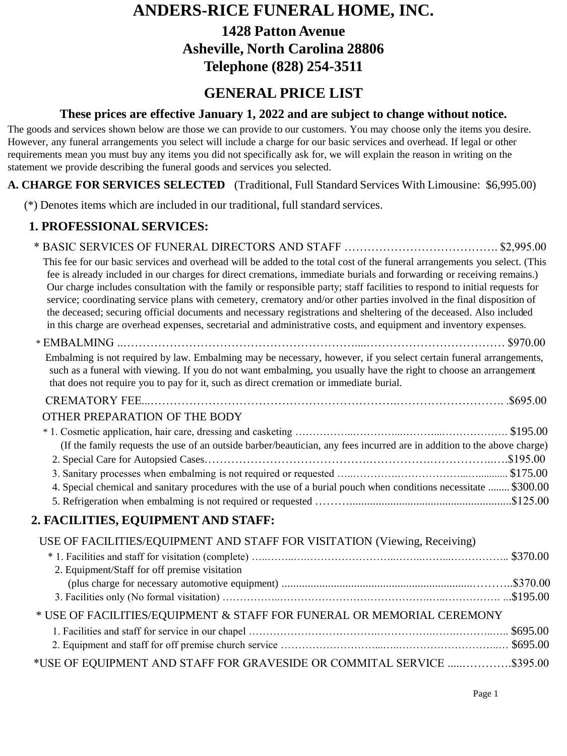# ANDERS-RICE FUNERAL HOME, INC.

## 1428 Patton Avenue
## Asheville, North Carolina 28806
## Telephone (828) 254-3511

# GENERAL PRICE LIST

**These prices are effective January 1, 2022 and are subject to change without notice.**

The goods and services shown below are those we can provide to our customers. You may choose only the items you desire. However, any funeral arrangements you select will include a charge for our basic services and overhead. If legal or other requirements mean you must buy any items you did not specifically ask for, we will explain the reason in writing on the statement we provide describing the funeral goods and services you selected.

**A. CHARGE FOR SERVICES SELECTED** (Traditional, Full Standard Services With Limousine: $6,995.00)

(*) Denotes items which are included in our traditional, full standard services.

### 1. PROFESSIONAL SERVICES:

* BASIC SERVICES OF FUNERAL DIRECTORS AND STAFF …………………………………. $2,995.00

This fee for our basic services and overhead will be added to the total cost of the funeral arrangements you select. (This fee is already included in our charges for direct cremations, immediate burials and forwarding or receiving remains.) Our charge includes consultation with the family or responsible party; staff facilities to respond to initial requests for service; coordinating service plans with cemetery, crematory and/or other parties involved in the final disposition of the deceased; securing official documents and necessary registrations and sheltering of the deceased. Also included in this charge are overhead expenses, secretarial and administrative costs, and equipment and inventory expenses.

* EMBALMING ..…………………………………………………….....……………………………… $970.00

Embalming is not required by law. Embalming may be necessary, however, if you select certain funeral arrangements, such as a funeral with viewing. If you do not want embalming, you usually have the right to choose an arrangement that does not require you to pay for it, such as direct cremation or immediate burial.

CREMATORY FEE...……………………………………………………….………………………. .$695.00

OTHER PREPARATION OF THE BODY

* 1. Cosmetic application, hair care, dressing and casketing ……………..…………...………...………………. $195.00

(If the family requests the use of an outside barber/beautician, any fees incurred are in addition to the above charge)

2. Special Care for Autopsied Cases……………………………………….…………….……………..….$195.00

3. Sanitary processes when embalming is not required or requested …..………….………………...…........... $175.00

4. Special chemical and sanitary procedures with the use of a burial pouch when conditions necessitate ........ $300.00

5. Refrigeration when embalming is not required or requested ………........................................................$125.00

### 2. FACILITIES, EQUIPMENT AND STAFF:

USE OF FACILITIES/EQUIPMENT AND STAFF FOR VISITATION (Viewing, Receiving)

* 1. Facilities and staff for visitation (complete) …..……..……………………..……..……...…………….. $370.00

2. Equipment/Staff for off premise visitation
   (plus charge for necessary automotive equipment) ..................................................................………..$370.00

3. Facilities only (No formal visitation) ……………..……………………………………….….……………. ...$195.00

* USE OF FACILITIES/EQUIPMENT & STAFF FOR FUNERAL OR MEMORIAL CEREMONY

1. Facilities and staff for service in our chapel ……………………………….…………….…….………..….. $695.00

2. Equipment and staff for off premise church service ………………………....…...…………………………..… $695.00

*USE OF EQUIPMENT AND STAFF FOR GRAVESIDE OR COMMITAL SERVICE .....………….$395.00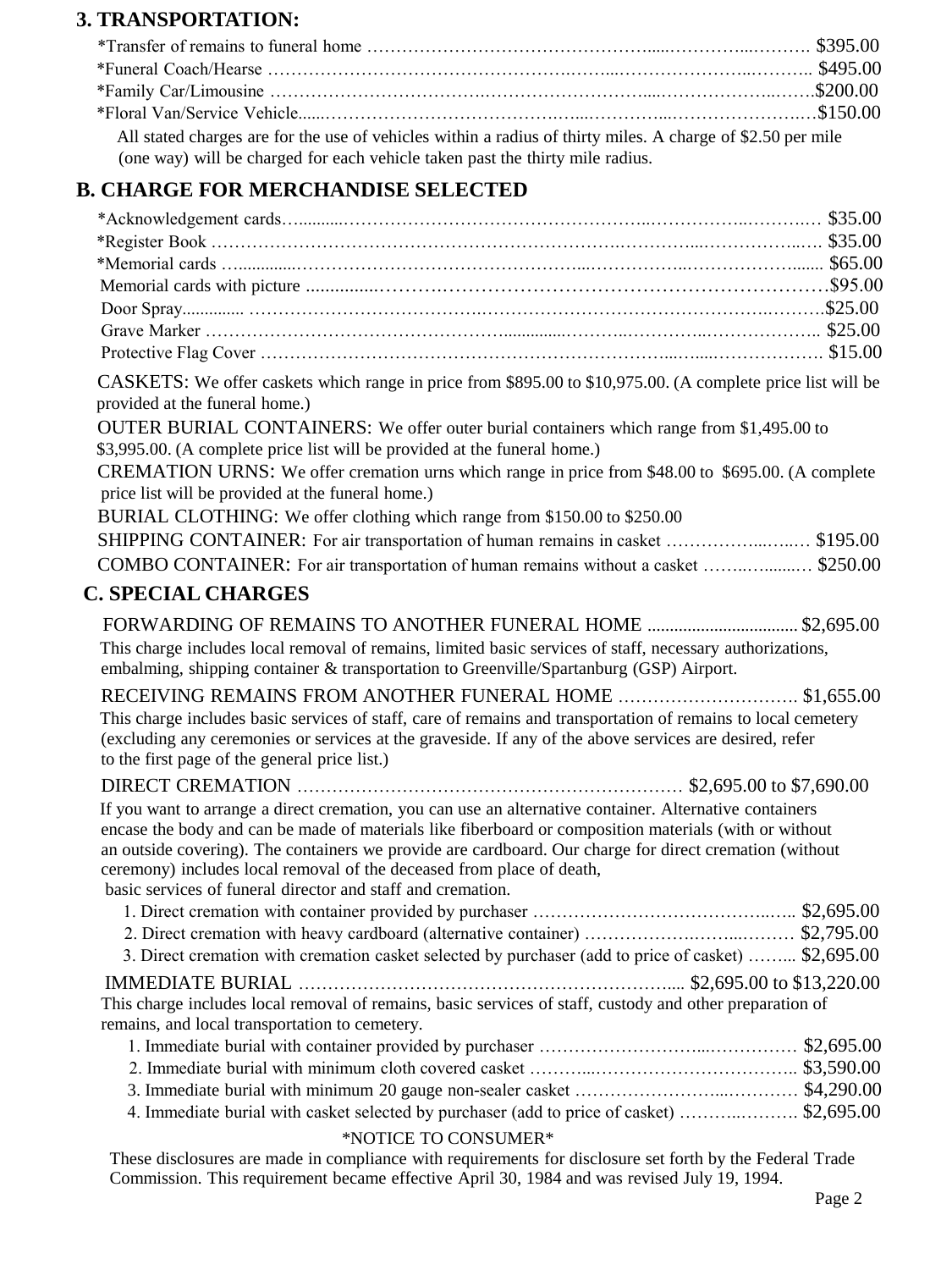## 3. TRANSPORTATION:

*Transfer of remains to funeral home ………………………………………………………… $395.00
*Funeral Coach/Hearse ………………………………………………………………………… $495.00
*Family Car/Limousine ………………………………………………………………………… $200.00
*Floral Van/Service Vehicle…………………………………………………………………… $150.00

All stated charges are for the use of vehicles within a radius of thirty miles. A charge of $2.50 per mile (one way) will be charged for each vehicle taken past the thirty mile radius.

## B. CHARGE FOR MERCHANDISE SELECTED

*Acknowledgement cards……………………………………………………………………… $35.00
*Register Book ………………………………………………………………………………… $35.00
*Memorial cards ………………………………………………………………………………… $65.00
Memorial cards with picture …………………………………………………………………… $95.00
Door Spray……………………………………………………………………………………… $25.00
Grave Marker …………………………………………………………………………………… $25.00
Protective Flag Cover …………………………………………………………………………… $15.00

CASKETS: We offer caskets which range in price from $895.00 to $10,975.00. (A complete price list will be provided at the funeral home.)

OUTER BURIAL CONTAINERS: We offer outer burial containers which range from $1,495.00 to $3,995.00. (A complete price list will be provided at the funeral home.)

CREMATION URNS: We offer cremation urns which range in price from $48.00 to $695.00. (A complete price list will be provided at the funeral home.)

BURIAL CLOTHING: We offer clothing which range from $150.00 to $250.00

SHIPPING CONTAINER: For air transportation of human remains in casket ……………… $195.00

COMBO CONTAINER: For air transportation of human remains without a casket ……… $250.00

## C. SPECIAL CHARGES

FORWARDING OF REMAINS TO ANOTHER FUNERAL HOME ……………… $2,695.00

This charge includes local removal of remains, limited basic services of staff, necessary authorizations, embalming, shipping container & transportation to Greenville/Spartanburg (GSP) Airport.

RECEIVING REMAINS FROM ANOTHER FUNERAL HOME ……………… $1,655.00

This charge includes basic services of staff, care of remains and transportation of remains to local cemetery (excluding any ceremonies or services at the graveside. If any of the above services are desired, refer to the first page of the general price list.)

DIRECT CREMATION ……………………………………… $2,695.00 to $7,690.00

If you want to arrange a direct cremation, you can use an alternative container. Alternative containers encase the body and can be made of materials like fiberboard or composition materials (with or without an outside covering). The containers we provide are cardboard. Our charge for direct cremation (without ceremony) includes local removal of the deceased from place of death, basic services of funeral director and staff and cremation.

1. Direct cremation with container provided by purchaser ……………………… $2,695.00
2. Direct cremation with heavy cardboard (alternative container) ……………… $2,795.00
3. Direct cremation with cremation casket selected by purchaser (add to price of casket) …… $2,695.00

IMMEDIATE BURIAL ……………………………………… $2,695.00 to $13,220.00

This charge includes local removal of remains, basic services of staff, custody and other preparation of remains, and local transportation to cemetery.

1. Immediate burial with container provided by purchaser ……………………… $2,695.00
2. Immediate burial with minimum cloth covered casket ………………………… $3,590.00
3. Immediate burial with minimum 20 gauge non-sealer casket ………………… $4,290.00
4. Immediate burial with casket selected by purchaser (add to price of casket) ………… $2,695.00

*NOTICE TO CONSUMER*

These disclosures are made in compliance with requirements for disclosure set forth by the Federal Trade Commission. This requirement became effective April 30, 1984 and was revised July 19, 1994.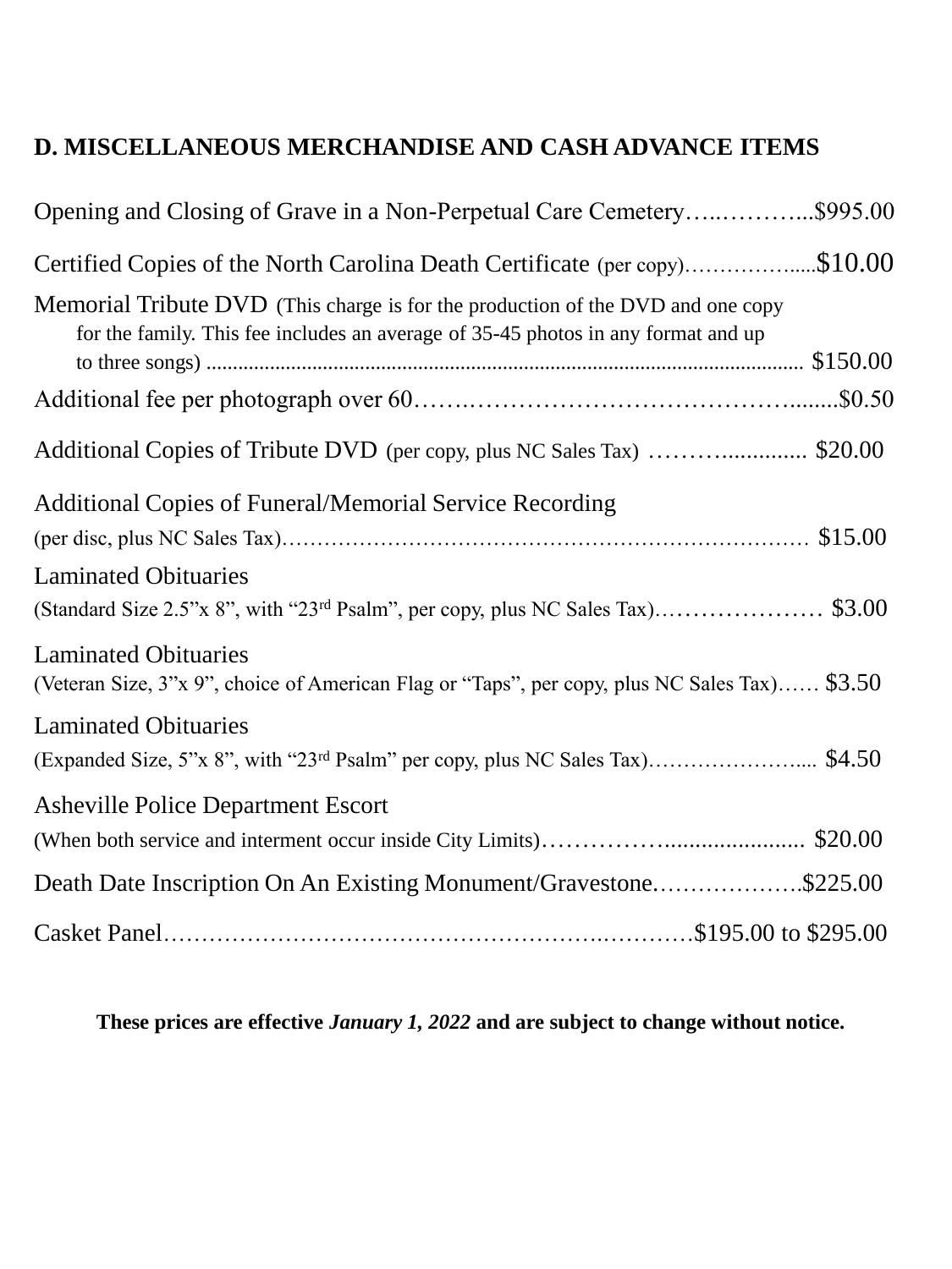## D. MISCELLANEOUS MERCHANDISE AND CASH ADVANCE ITEMS

Opening and Closing of Grave in a Non-Perpetual Care Cemetery…..………...$995.00

Certified Copies of the North Carolina Death Certificate (per copy)……………......$10.00

Memorial Tribute DVD (This charge is for the production of the DVD and one copy for the family. This fee includes an average of 35-45 photos in any format and up to three songs) ................................................................................................................ $150.00

Additional fee per photograph over 60…….……………………………………........$0.50

Additional Copies of Tribute DVD (per copy, plus NC Sales Tax) ………............. $20.00

Additional Copies of Funeral/Memorial Service Recording
(per disc, plus NC Sales Tax)………………………………………………………………… $15.00

Laminated Obituaries
(Standard Size 2.5"x 8", with "23rd Psalm", per copy, plus NC Sales Tax)………………… $3.00

Laminated Obituaries
(Veteran Size, 3"x 9", choice of American Flag or "Taps", per copy, plus NC Sales Tax)…… $3.50

Laminated Obituaries
(Expanded Size, 5"x 8", with "23rd Psalm" per copy, plus NC Sales Tax)………………….... $4.50

Asheville Police Department Escort
(When both service and interment occur inside City Limits)……………….................... $20.00

Death Date Inscription On An Existing Monument/Gravestone.……………….$225.00

Casket Panel……………………………………………….…………$195.00 to $295.00

**These prices are effective *January 1, 2022* and are subject to change without notice.**